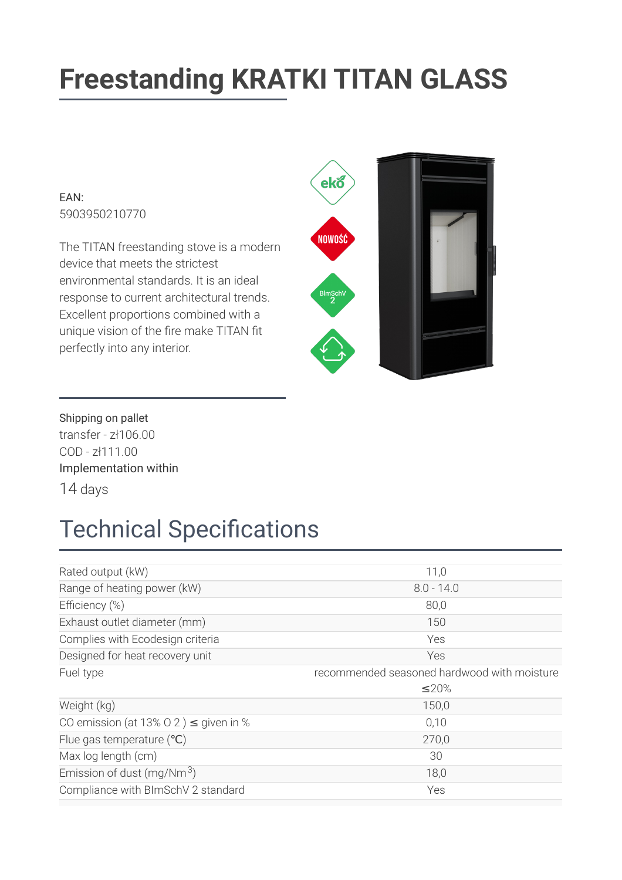# Freestanding KRATKI TITAN GLASS

EAN:
5903950210770

The TITAN freestanding stove is a modern device that meets the strictest environmental standards. It is an ideal response to current architectural trends. Excellent proportions combined with a unique vision of the fire make TITAN fit perfectly into any interior.

Shipping on pallet
transfer - zł106.00
COD - zł111.00
Implementation within
14 days

## Technical Specifications

| | |
|---|---|
| Rated output (kW) | 11,0 |
| Range of heating power (kW) | 8.0 - 14.0 |
| Efficiency (%) | 80,0 |
| Exhaust outlet diameter (mm) | 150 |
| Complies with Ecodesign criteria | Yes |
| Designed for heat recovery unit | Yes |
| Fuel type | recommended seasoned hardwood with moisture ≤20% |
| Weight (kg) | 150,0 |
| CO emission (at 13% $O_2$ ) ≤ given in % | 0,10 |
| Flue gas temperature (℃) | 270,0 |
| Max log length (cm) | 30 |
| Emission of dust (mg/Nm$^3$) | 18,0 |
| Compliance with BImSchV 2 standard | Yes |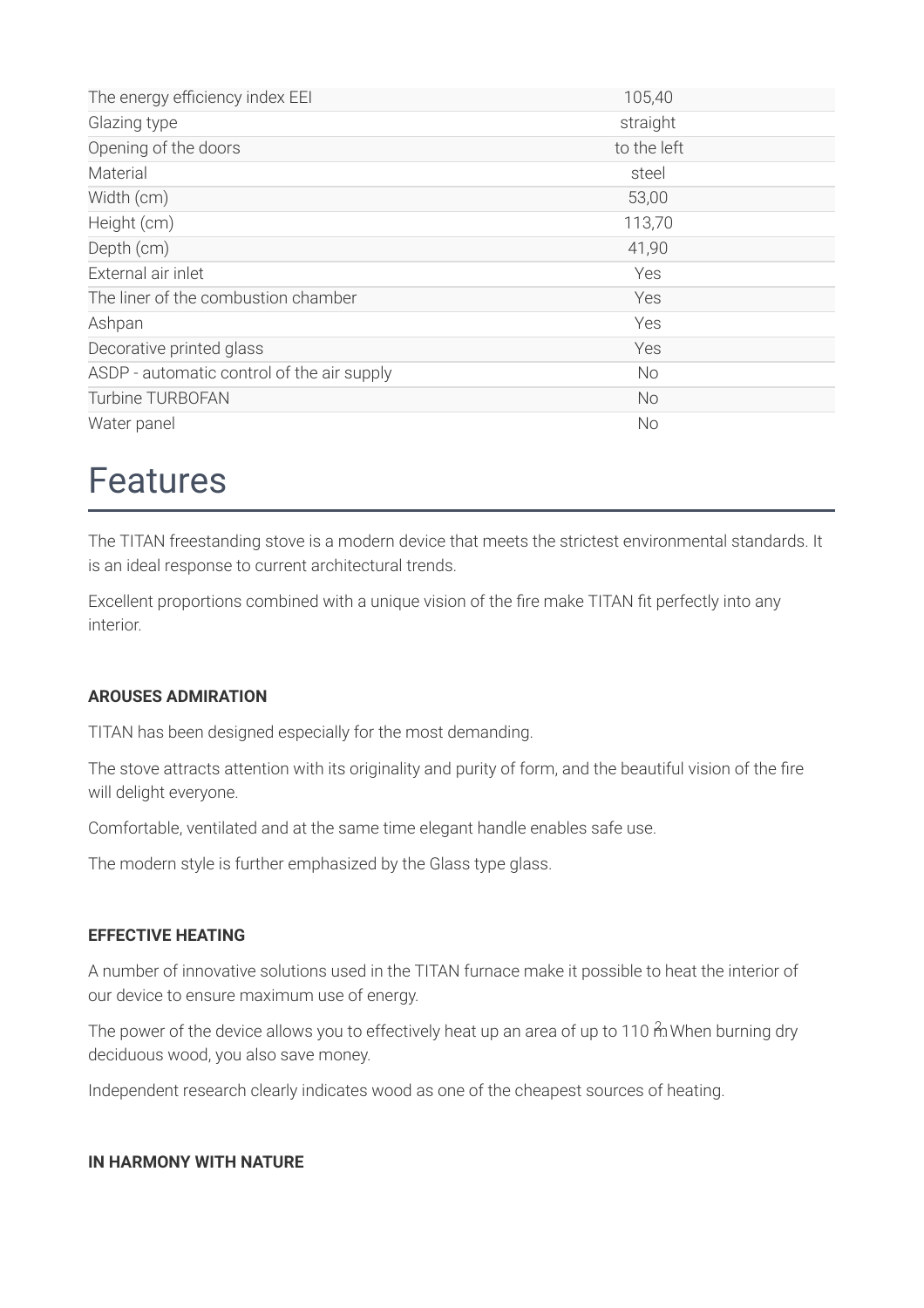| | |
|---|---|
| The energy efficiency index EEI | 105,40 |
| Glazing type | straight |
| Opening of the doors | to the left |
| Material | steel |
| Width (cm) | 53,00 |
| Height (cm) | 113,70 |
| Depth (cm) | 41,90 |
| External air inlet | Yes |
| The liner of the combustion chamber | Yes |
| Ashpan | Yes |
| Decorative printed glass | Yes |
| ASDP - automatic control of the air supply | No |
| Turbine TURBOFAN | No |
| Water panel | No |

# Features

The TITAN freestanding stove is a modern device that meets the strictest environmental standards. It is an ideal response to current architectural trends.

Excellent proportions combined with a unique vision of the fire make TITAN fit perfectly into any interior.

**AROUSES ADMIRATION**

TITAN has been designed especially for the most demanding.

The stove attracts attention with its originality and purity of form, and the beautiful vision of the fire will delight everyone.

Comfortable, ventilated and at the same time elegant handle enables safe use.

The modern style is further emphasized by the Glass type glass.

**EFFECTIVE HEATING**

A number of innovative solutions used in the TITAN furnace make it possible to heat the interior of our device to ensure maximum use of energy.

The power of the device allows you to effectively heat up an area of up to 110 $m^2$. When burning dry deciduous wood, you also save money.

Independent research clearly indicates wood as one of the cheapest sources of heating.

**IN HARMONY WITH NATURE**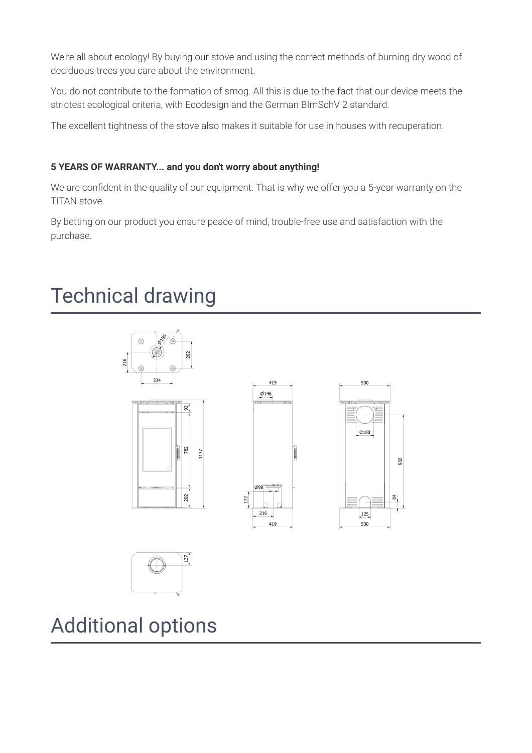We're all about ecology! By buying our stove and using the correct methods of burning dry wood of deciduous trees you care about the environment.

You do not contribute to the formation of smog. All this is due to the fact that our device meets the strictest ecological criteria, with Ecodesign and the German BImSchV 2 standard.

The excellent tightness of the stove also makes it suitable for use in houses with recuperation.

**5 YEARS OF WARRANTY... and you don't worry about anything!**

We are confident in the quality of our equipment. That is why we offer you a 5-year warranty on the TITAN stove.

By betting on our product you ensure peace of mind, trouble-free use and satisfaction with the purchase.

# Technical drawing

# Additional options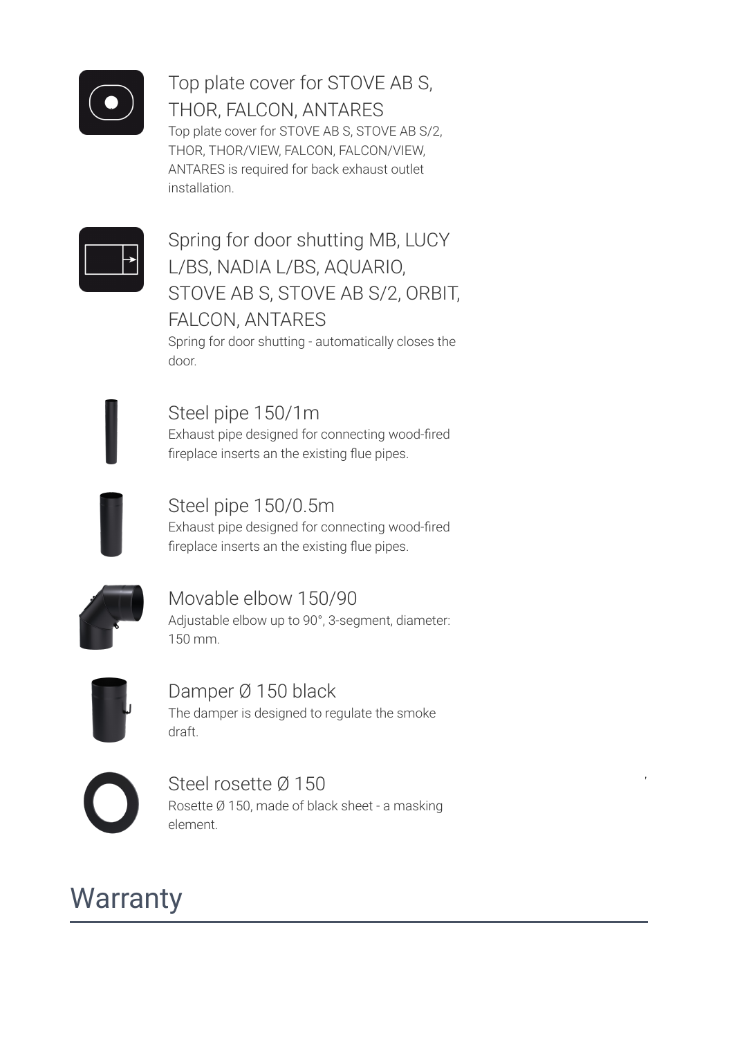### Top plate cover for STOVE AB S, THOR, FALCON, ANTARES

Top plate cover for STOVE AB S, STOVE AB S/2, THOR, THOR/VIEW, FALCON, FALCON/VIEW, ANTARES is required for back exhaust outlet installation.

### Spring for door shutting MB, LUCY L/BS, NADIA L/BS, AQUARIO, STOVE AB S, STOVE AB S/2, ORBIT, FALCON, ANTARES

Spring for door shutting - automatically closes the door.

### Steel pipe 150/1m

Exhaust pipe designed for connecting wood-fired fireplace inserts an the existing flue pipes.

### Steel pipe 150/0.5m

Exhaust pipe designed for connecting wood-fired fireplace inserts an the existing flue pipes.

### Movable elbow 150/90

Adjustable elbow up to 90°, 3-segment, diameter: 150 mm.

### Damper Ø 150 black

The damper is designed to regulate the smoke draft.

### Steel rosette Ø 150

Rosette Ø 150, made of black sheet - a masking element.

## Warranty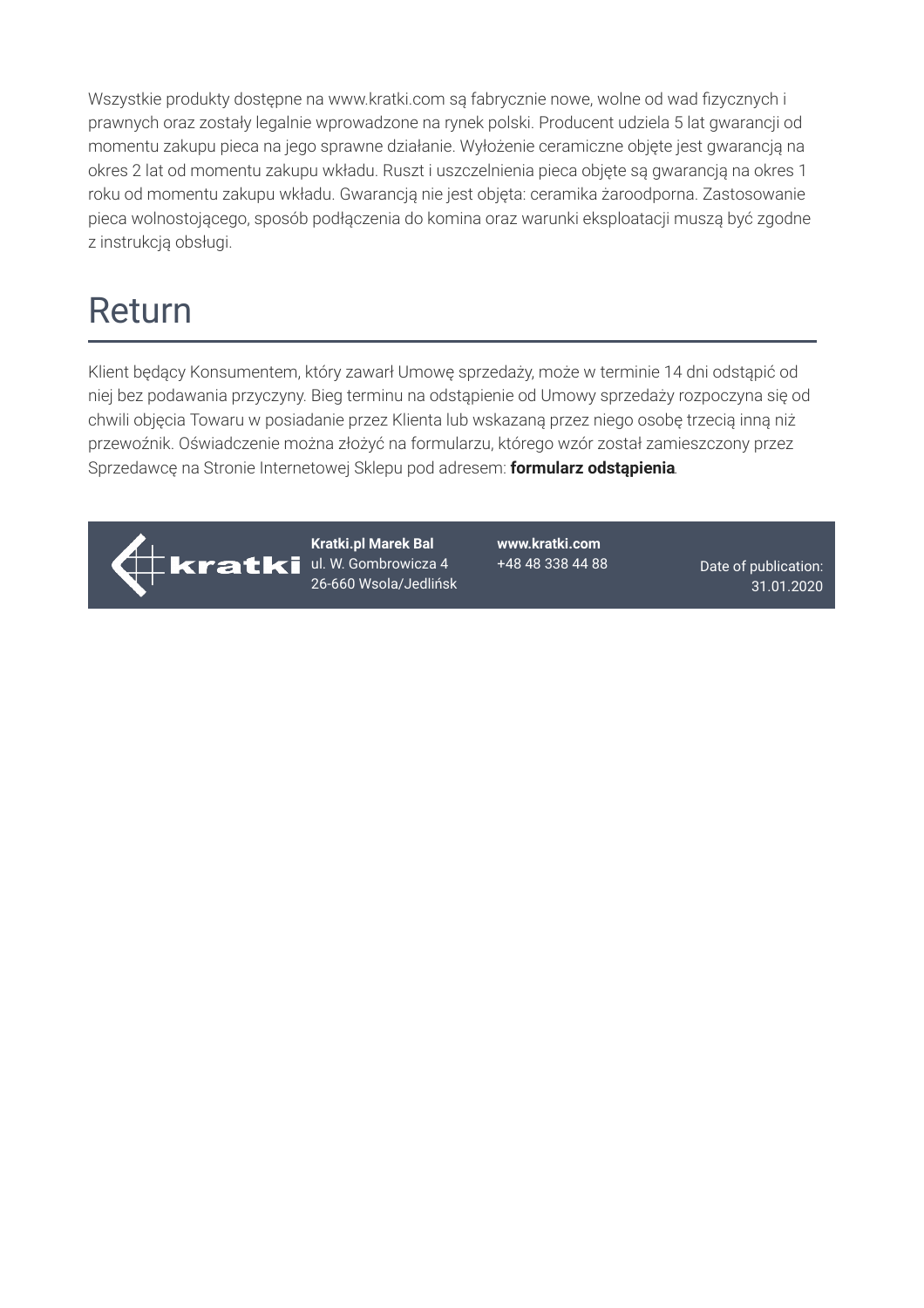Wszystkie produkty dostępne na www.kratki.com są fabrycznie nowe, wolne od wad fizycznych i prawnych oraz zostały legalnie wprowadzone na rynek polski. Producent udziela 5 lat gwarancji od momentu zakupu pieca na jego sprawne działanie. Wyłożenie ceramiczne objęte jest gwarancją na okres 2 lat od momentu zakupu wkładu. Ruszt i uszczelnienia pieca objęte są gwarancją na okres 1 roku od momentu zakupu wkładu. Gwarancją nie jest objęta: ceramika żaroodporna. Zastosowanie pieca wolnostojącego, sposób podłączenia do komina oraz warunki eksploatacji muszą być zgodne z instrukcją obsługi.

# Return

Klient będący Konsumentem, który zawarł Umowę sprzedaży, może w terminie 14 dni odstąpić od niej bez podawania przyczyny. Bieg terminu na odstąpienie od Umowy sprzedaży rozpoczyna się od chwili objęcia Towaru w posiadanie przez Klienta lub wskazaną przez niego osobę trzecią inną niż przewoźnik. Oświadczenie można złożyć na formularzu, którego wzór został zamieszczony przez Sprzedawcę na Stronie Internetowej Sklepu pod adresem: **formularz odstąpienia**.

**Kratki.pl Marek Bal**
ul. W. Gombrowicza 4
26-660 Wsola/Jedlińsk

**www.kratki.com**
+48 48 338 44 88

Date of publication: 31.01.2020